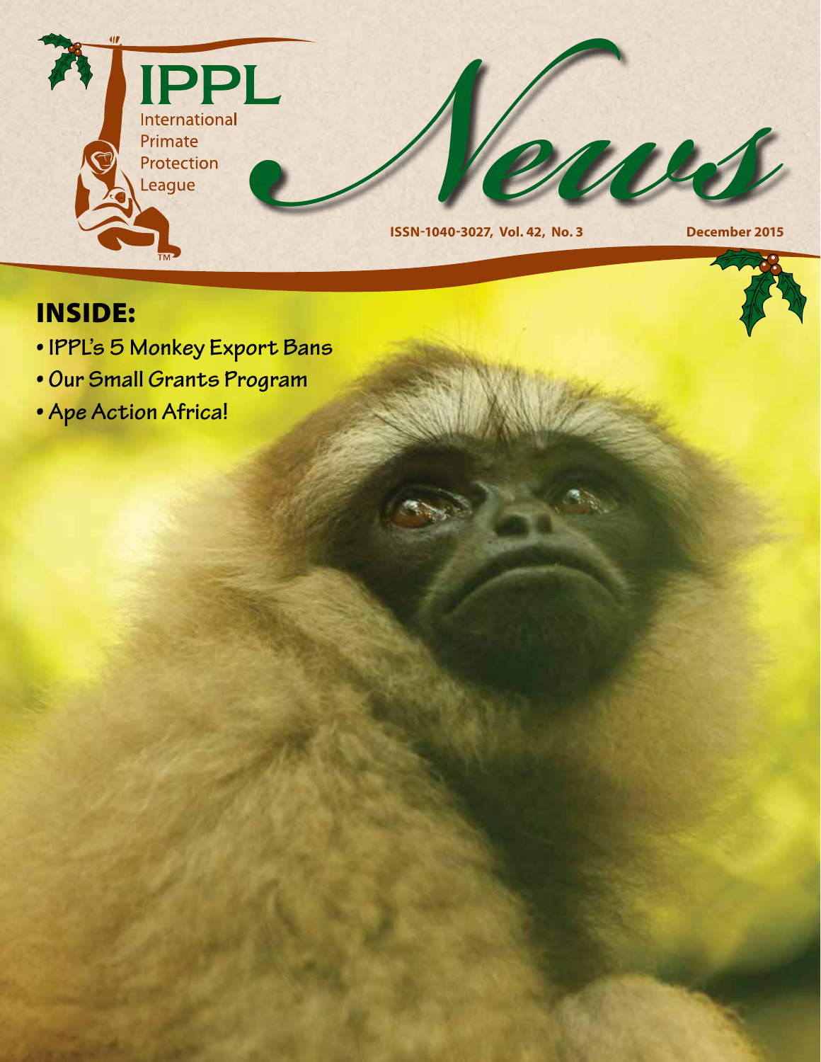# IPPL

International Primate Protection League

# News

ISSN-1040-3027, Vol. 42, No. 3

December 2015

## INSIDE:

- IPPL's 5 Monkey Export Bans
- Our Small Grants Program
- Ape Action Africa!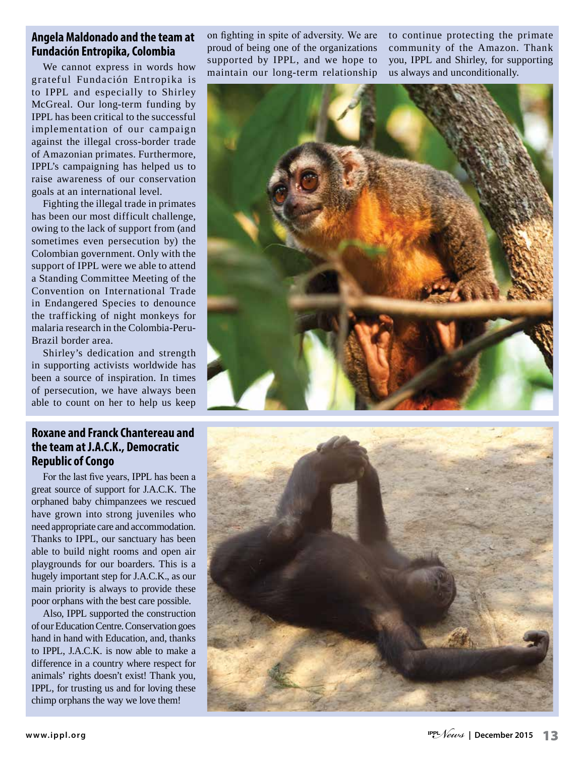### Angela Maldonado and the team at Fundación Entropika, Colombia

We cannot express in words how grateful Fundación Entropika is to IPPL and especially to Shirley McGreal. Our long-term funding by IPPL has been critical to the successful implementation of our campaign against the illegal cross-border trade of Amazonian primates. Furthermore, IPPL's campaigning has helped us to raise awareness of our conservation goals at an international level.

Fighting the illegal trade in primates has been our most difficult challenge, owing to the lack of support from (and sometimes even persecution by) the Colombian government. Only with the support of IPPL were we able to attend a Standing Committee Meeting of the Convention on International Trade in Endangered Species to denounce the trafficking of night monkeys for malaria research in the Colombia-Peru-Brazil border area.

Shirley's dedication and strength in supporting activists worldwide has been a source of inspiration. In times of persecution, we have always been able to count on her to help us keep on fighting in spite of adversity. We are proud of being one of the organizations supported by IPPL, and we hope to maintain our long-term relationship to continue protecting the primate community of the Amazon. Thank you, IPPL and Shirley, for supporting us always and unconditionally.

### Roxane and Franck Chantereau and the team at J.A.C.K., Democratic Republic of Congo

For the last five years, IPPL has been a great source of support for J.A.C.K. The orphaned baby chimpanzees we rescued have grown into strong juveniles who need appropriate care and accommodation. Thanks to IPPL, our sanctuary has been able to build night rooms and open air playgrounds for our boarders. This is a hugely important step for J.A.C.K., as our main priority is always to provide these poor orphans with the best care possible.

Also, IPPL supported the construction of our Education Centre. Conservation goes hand in hand with Education, and, thanks to IPPL, J.A.C.K. is now able to make a difference in a country where respect for animals' rights doesn't exist! Thank you, IPPL, for trusting us and for loving these chimp orphans the way we love them!